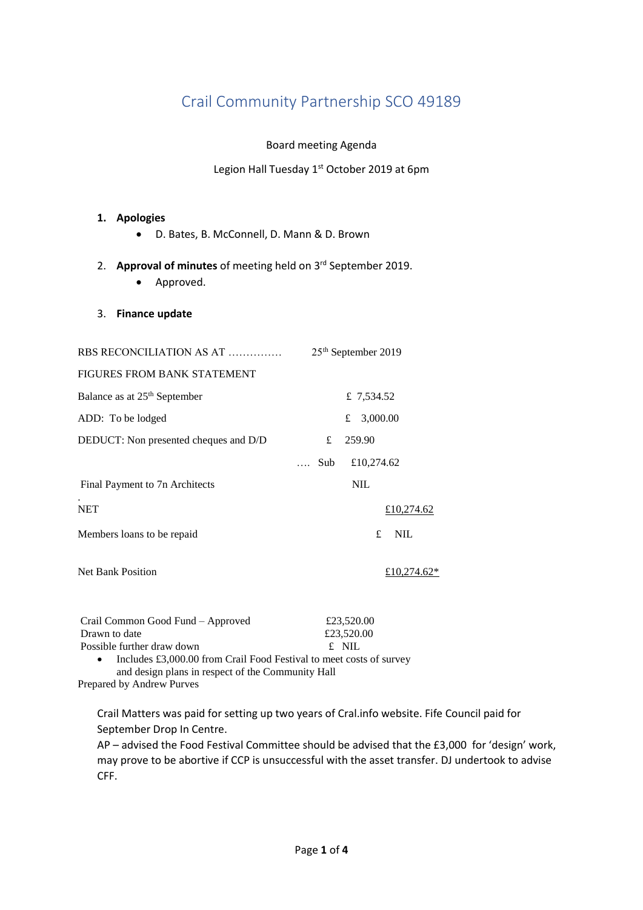# Crail Community Partnership SCO 49189

Board meeting Agenda

Legion Hall Tuesday 1st October 2019 at 6pm

1. **Apologies**
   - D. Bates, B. McConnell, D. Mann & D. Brown

2. **Approval of minutes** of meeting held on 3rd September 2019.
   - Approved.

3. **Finance update**

| RBS RECONCILIATION AS AT …………… | 25th September 2019 |
|---|---|
| FIGURES FROM BANK STATEMENT | |
| Balance as at 25th September | £ 7,534.52 |
| ADD: To be lodged | £ 3,000.00 |
| DEDUCT: Non presented cheques and D/D | £ 259.90 |
| …. Sub | £10,274.62 |
| Final Payment to 7n Architects | NIL |
| NET | £10,274.62 |
| Members loans to be repaid | £ NIL |
| Net Bank Position | £10,274.62* |

| | |
|---|---|
| Crail Common Good Fund – Approved | £23,520.00 |
| Drawn to date | £23,520.00 |
| Possible further draw down | £ NIL |

- Includes £3,000.00 from Crail Food Festival to meet costs of survey and design plans in respect of the Community Hall

Prepared by Andrew Purves

Crail Matters was paid for setting up two years of Cral.info website. Fife Council paid for September Drop In Centre.

AP – advised the Food Festival Committee should be advised that the £3,000 for 'design' work, may prove to be abortive if CCP is unsuccessful with the asset transfer. DJ undertook to advise CFF.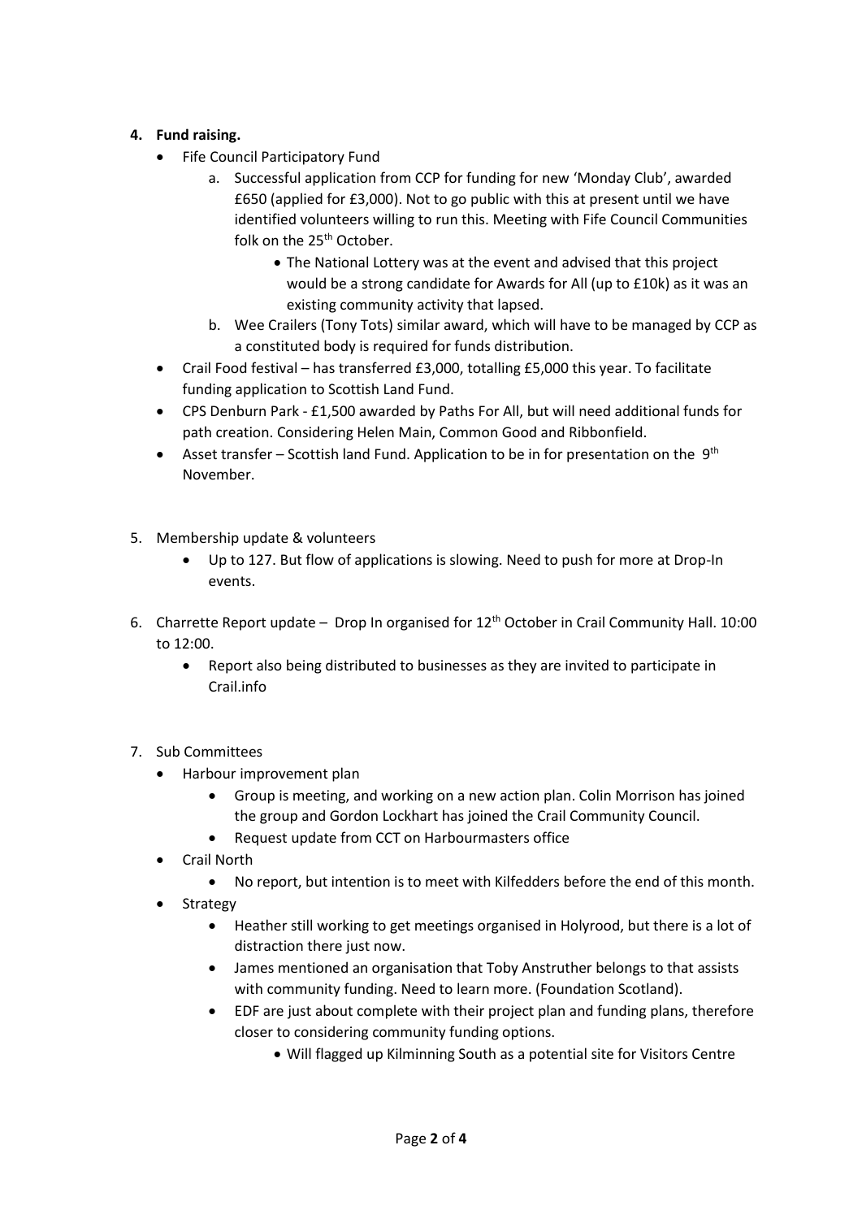4. **Fund raising.**
    - Fife Council Participatory Fund
        a. Successful application from CCP for funding for new 'Monday Club', awarded £650 (applied for £3,000). Not to go public with this at present until we have identified volunteers willing to run this. Meeting with Fife Council Communities folk on the 25th October.
            - The National Lottery was at the event and advised that this project would be a strong candidate for Awards for All (up to £10k) as it was an existing community activity that lapsed.

        b. Wee Crailers (Tony Tots) similar award, which will have to be managed by CCP as a constituted body is required for funds distribution.
    - Crail Food festival – has transferred £3,000, totalling £5,000 this year. To facilitate funding application to Scottish Land Fund.
    - CPS Denburn Park - £1,500 awarded by Paths For All, but will need additional funds for path creation. Considering Helen Main, Common Good and Ribbonfield.
    - Asset transfer – Scottish land Fund. Application to be in for presentation on the 9th November.

5. Membership update & volunteers
    - Up to 127. But flow of applications is slowing. Need to push for more at Drop-In events.

6. Charrette Report update – Drop In organised for 12th October in Crail Community Hall. 10:00 to 12:00.
    - Report also being distributed to businesses as they are invited to participate in Crail.info

7. Sub Committees
    - Harbour improvement plan
        - Group is meeting, and working on a new action plan. Colin Morrison has joined the group and Gordon Lockhart has joined the Crail Community Council.
        - Request update from CCT on Harbourmasters office
    - Crail North
        - No report, but intention is to meet with Kilfedders before the end of this month.
    - Strategy
        - Heather still working to get meetings organised in Holyrood, but there is a lot of distraction there just now.
        - James mentioned an organisation that Toby Anstruther belongs to that assists with community funding. Need to learn more. (Foundation Scotland).
        - EDF are just about complete with their project plan and funding plans, therefore closer to considering community funding options.
            - Will flagged up Kilminning South as a potential site for Visitors Centre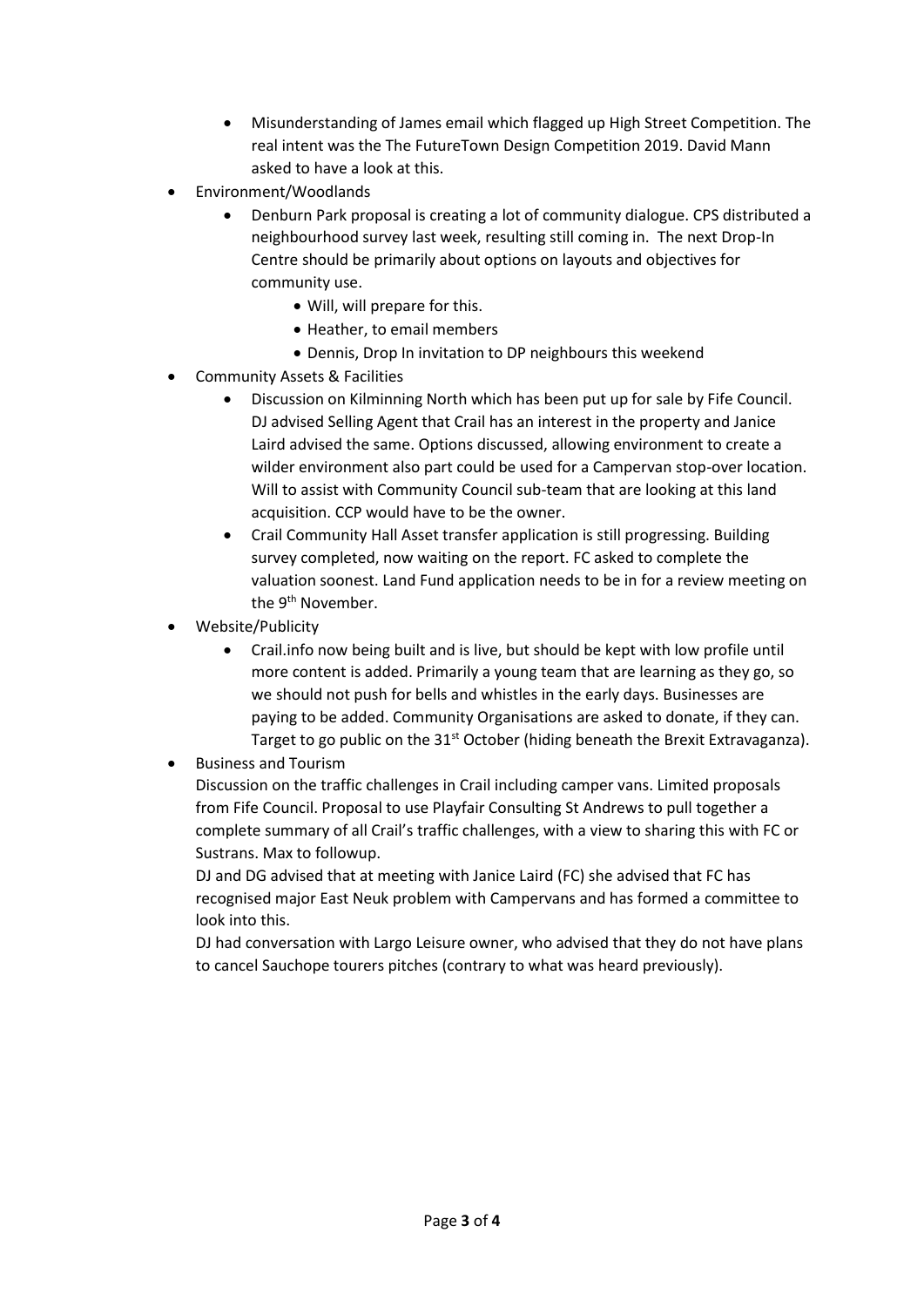- Misunderstanding of James email which flagged up High Street Competition. The real intent was the The FutureTown Design Competition 2019. David Mann asked to have a look at this.

- Environment/Woodlands
  - Denburn Park proposal is creating a lot of community dialogue. CPS distributed a neighbourhood survey last week, resulting still coming in. The next Drop-In Centre should be primarily about options on layouts and objectives for community use.
    - Will, will prepare for this.
    - Heather, to email members
    - Dennis, Drop In invitation to DP neighbours this weekend
- Community Assets & Facilities
  - Discussion on Kilminning North which has been put up for sale by Fife Council. DJ advised Selling Agent that Crail has an interest in the property and Janice Laird advised the same. Options discussed, allowing environment to create a wilder environment also part could be used for a Campervan stop-over location. Will to assist with Community Council sub-team that are looking at this land acquisition. CCP would have to be the owner.
  - Crail Community Hall Asset transfer application is still progressing. Building survey completed, now waiting on the report. FC asked to complete the valuation soonest. Land Fund application needs to be in for a review meeting on the 9th November.
- Website/Publicity
  - Crail.info now being built and is live, but should be kept with low profile until more content is added. Primarily a young team that are learning as they go, so we should not push for bells and whistles in the early days. Businesses are paying to be added. Community Organisations are asked to donate, if they can. Target to go public on the 31st October (hiding beneath the Brexit Extravaganza).
- Business and Tourism

  Discussion on the traffic challenges in Crail including camper vans. Limited proposals from Fife Council. Proposal to use Playfair Consulting St Andrews to pull together a complete summary of all Crail's traffic challenges, with a view to sharing this with FC or Sustrans. Max to followup.

  DJ and DG advised that at meeting with Janice Laird (FC) she advised that FC has recognised major East Neuk problem with Campervans and has formed a committee to look into this.

  DJ had conversation with Largo Leisure owner, who advised that they do not have plans to cancel Sauchope tourers pitches (contrary to what was heard previously).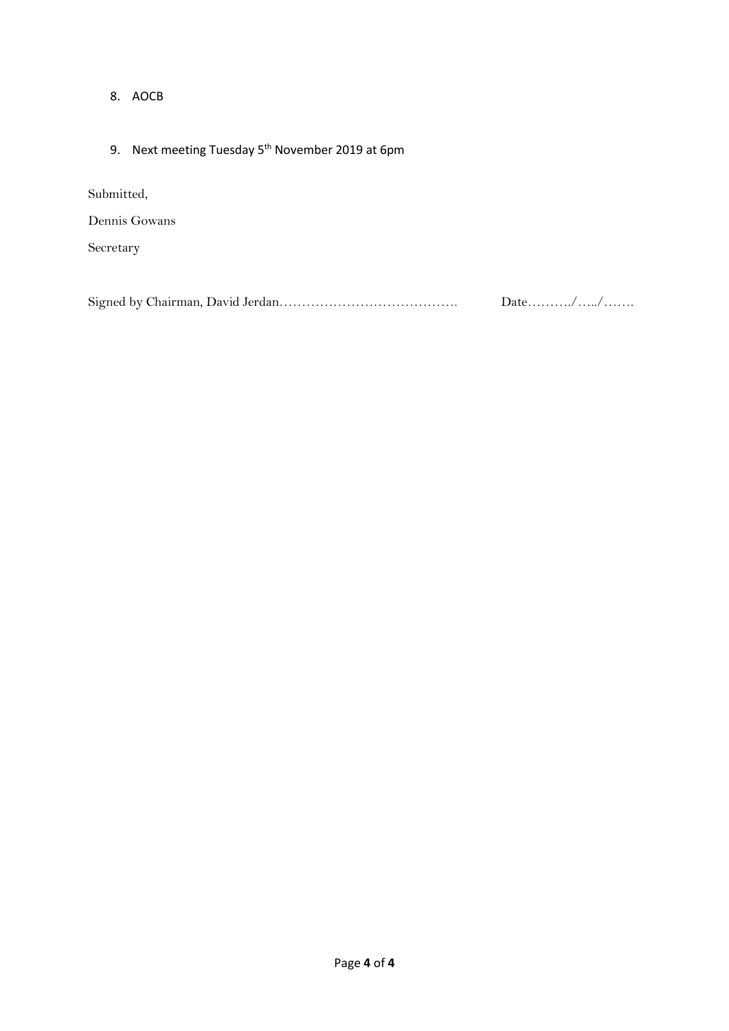8. AOCB

9. Next meeting Tuesday 5th November 2019 at 6pm

Submitted,

Dennis Gowans

Secretary

Signed by Chairman, David Jerdan…………………………………. Date………./…../…….